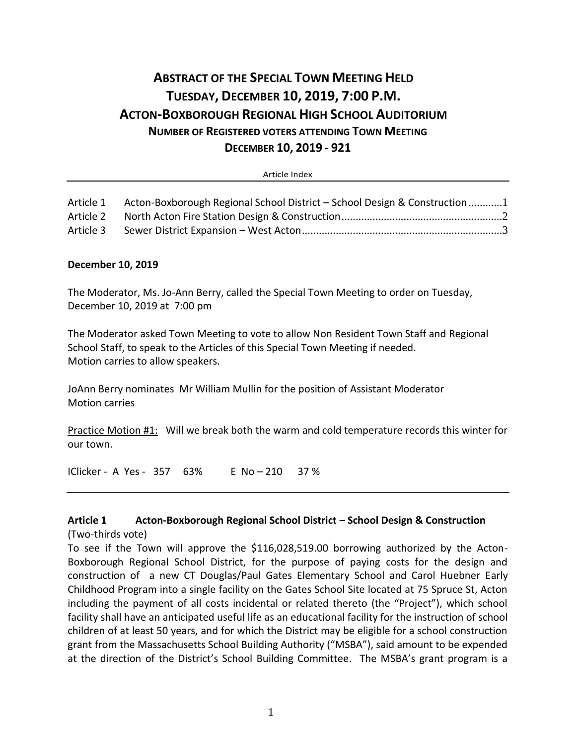# ABSTRACT OF THE SPECIAL TOWN MEETING HELD
# TUESDAY, DECEMBER 10, 2019, 7:00 P.M.
# ACTON-BOXBOROUGH REGIONAL HIGH SCHOOL AUDITORIUM
## NUMBER OF REGISTERED VOTERS ATTENDING TOWN MEETING
## DECEMBER 10, 2019 - 921

Article Index

| | | |
|---|---|---|
| Article 1 | Acton-Boxborough Regional School District – School Design & Construction | 1 |
| Article 2 | North Acton Fire Station Design & Construction | 2 |
| Article 3 | Sewer District Expansion – West Acton | 3 |

**December 10, 2019**

The Moderator, Ms. Jo-Ann Berry, called the Special Town Meeting to order on Tuesday, December 10, 2019 at 7:00 pm

The Moderator asked Town Meeting to vote to allow Non Resident Town Staff and Regional School Staff, to speak to the Articles of this Special Town Meeting if needed.
Motion carries to allow speakers.

JoAnn Berry nominates Mr William Mullin for the position of Assistant Moderator
Motion carries

Practice Motion #1: Will we break both the warm and cold temperature records this winter for our town.

IClicker - A Yes - 357 63% E No – 210 37 %

---

**Article 1 Acton-Boxborough Regional School District – School Design & Construction**
(Two-thirds vote)

To see if the Town will approve the $116,028,519.00 borrowing authorized by the Acton-Boxborough Regional School District, for the purpose of paying costs for the design and construction of a new CT Douglas/Paul Gates Elementary School and Carol Huebner Early Childhood Program into a single facility on the Gates School Site located at 75 Spruce St, Acton including the payment of all costs incidental or related thereto (the "Project"), which school facility shall have an anticipated useful life as an educational facility for the instruction of school children of at least 50 years, and for which the District may be eligible for a school construction grant from the Massachusetts School Building Authority ("MSBA"), said amount to be expended at the direction of the District's School Building Committee. The MSBA's grant program is a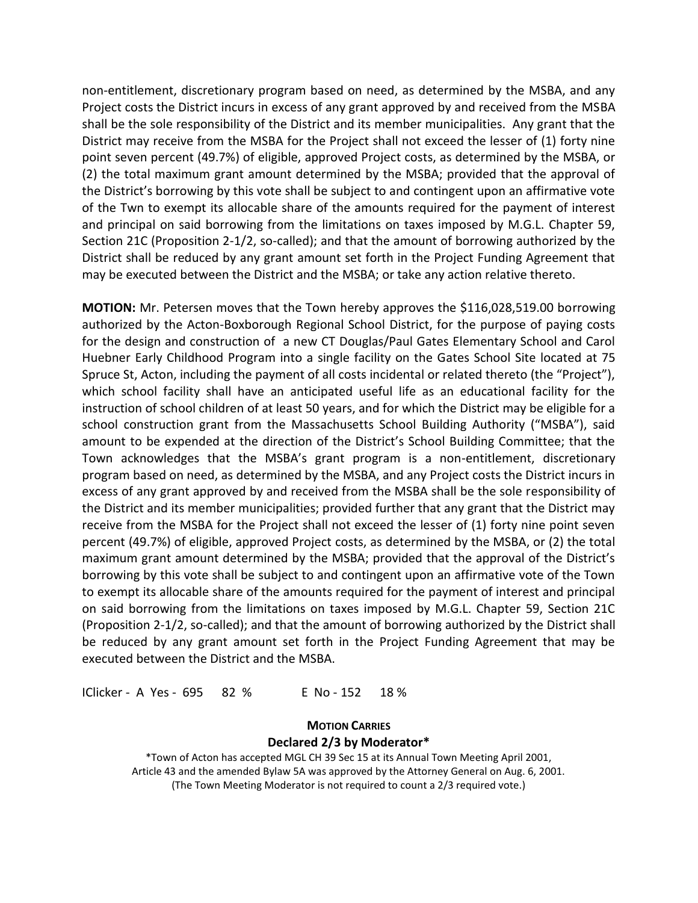non-entitlement, discretionary program based on need, as determined by the MSBA, and any Project costs the District incurs in excess of any grant approved by and received from the MSBA shall be the sole responsibility of the District and its member municipalities. Any grant that the District may receive from the MSBA for the Project shall not exceed the lesser of (1) forty nine point seven percent (49.7%) of eligible, approved Project costs, as determined by the MSBA, or (2) the total maximum grant amount determined by the MSBA; provided that the approval of the District's borrowing by this vote shall be subject to and contingent upon an affirmative vote of the Twn to exempt its allocable share of the amounts required for the payment of interest and principal on said borrowing from the limitations on taxes imposed by M.G.L. Chapter 59, Section 21C (Proposition 2-1/2, so-called); and that the amount of borrowing authorized by the District shall be reduced by any grant amount set forth in the Project Funding Agreement that may be executed between the District and the MSBA; or take any action relative thereto.

**MOTION:** Mr. Petersen moves that the Town hereby approves the $116,028,519.00 borrowing authorized by the Acton-Boxborough Regional School District, for the purpose of paying costs for the design and construction of a new CT Douglas/Paul Gates Elementary School and Carol Huebner Early Childhood Program into a single facility on the Gates School Site located at 75 Spruce St, Acton, including the payment of all costs incidental or related thereto (the "Project"), which school facility shall have an anticipated useful life as an educational facility for the instruction of school children of at least 50 years, and for which the District may be eligible for a school construction grant from the Massachusetts School Building Authority ("MSBA"), said amount to be expended at the direction of the District's School Building Committee; that the Town acknowledges that the MSBA's grant program is a non-entitlement, discretionary program based on need, as determined by the MSBA, and any Project costs the District incurs in excess of any grant approved by and received from the MSBA shall be the sole responsibility of the District and its member municipalities; provided further that any grant that the District may receive from the MSBA for the Project shall not exceed the lesser of (1) forty nine point seven percent (49.7%) of eligible, approved Project costs, as determined by the MSBA, or (2) the total maximum grant amount determined by the MSBA; provided that the approval of the District's borrowing by this vote shall be subject to and contingent upon an affirmative vote of the Town to exempt its allocable share of the amounts required for the payment of interest and principal on said borrowing from the limitations on taxes imposed by M.G.L. Chapter 59, Section 21C (Proposition 2-1/2, so-called); and that the amount of borrowing authorized by the District shall be reduced by any grant amount set forth in the Project Funding Agreement that may be executed between the District and the MSBA.

IClicker - A Yes - 695 82 % E No - 152 18 %

**MOTION CARRIES**

**Declared 2/3 by Moderator***

*Town of Acton has accepted MGL CH 39 Sec 15 at its Annual Town Meeting April 2001, Article 43 and the amended Bylaw 5A was approved by the Attorney General on Aug. 6, 2001. (The Town Meeting Moderator is not required to count a 2/3 required vote.)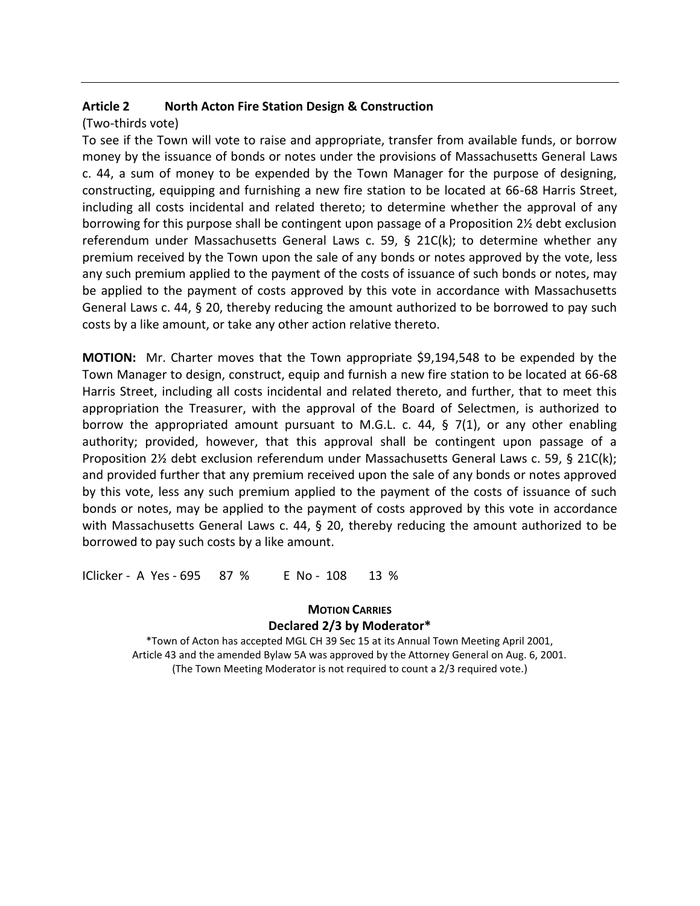---

### Article 2 North Acton Fire Station Design & Construction

(Two-thirds vote)

To see if the Town will vote to raise and appropriate, transfer from available funds, or borrow money by the issuance of bonds or notes under the provisions of Massachusetts General Laws c. 44, a sum of money to be expended by the Town Manager for the purpose of designing, constructing, equipping and furnishing a new fire station to be located at 66-68 Harris Street, including all costs incidental and related thereto; to determine whether the approval of any borrowing for this purpose shall be contingent upon passage of a Proposition 2½ debt exclusion referendum under Massachusetts General Laws c. 59, § 21C(k); to determine whether any premium received by the Town upon the sale of any bonds or notes approved by the vote, less any such premium applied to the payment of the costs of issuance of such bonds or notes, may be applied to the payment of costs approved by this vote in accordance with Massachusetts General Laws c. 44, § 20, thereby reducing the amount authorized to be borrowed to pay such costs by a like amount, or take any other action relative thereto.

**MOTION:** Mr. Charter moves that the Town appropriate $9,194,548 to be expended by the Town Manager to design, construct, equip and furnish a new fire station to be located at 66-68 Harris Street, including all costs incidental and related thereto, and further, that to meet this appropriation the Treasurer, with the approval of the Board of Selectmen, is authorized to borrow the appropriated amount pursuant to M.G.L. c. 44, § 7(1), or any other enabling authority; provided, however, that this approval shall be contingent upon passage of a Proposition 2½ debt exclusion referendum under Massachusetts General Laws c. 59, § 21C(k); and provided further that any premium received upon the sale of any bonds or notes approved by this vote, less any such premium applied to the payment of the costs of issuance of such bonds or notes, may be applied to the payment of costs approved by this vote in accordance with Massachusetts General Laws c. 44, § 20, thereby reducing the amount authorized to be borrowed to pay such costs by a like amount.

IClicker - A Yes - 695 87 % E No - 108 13 %

**MOTION CARRIES**

**Declared 2/3 by Moderator***

*Town of Acton has accepted MGL CH 39 Sec 15 at its Annual Town Meeting April 2001, Article 43 and the amended Bylaw 5A was approved by the Attorney General on Aug. 6, 2001. (The Town Meeting Moderator is not required to count a 2/3 required vote.)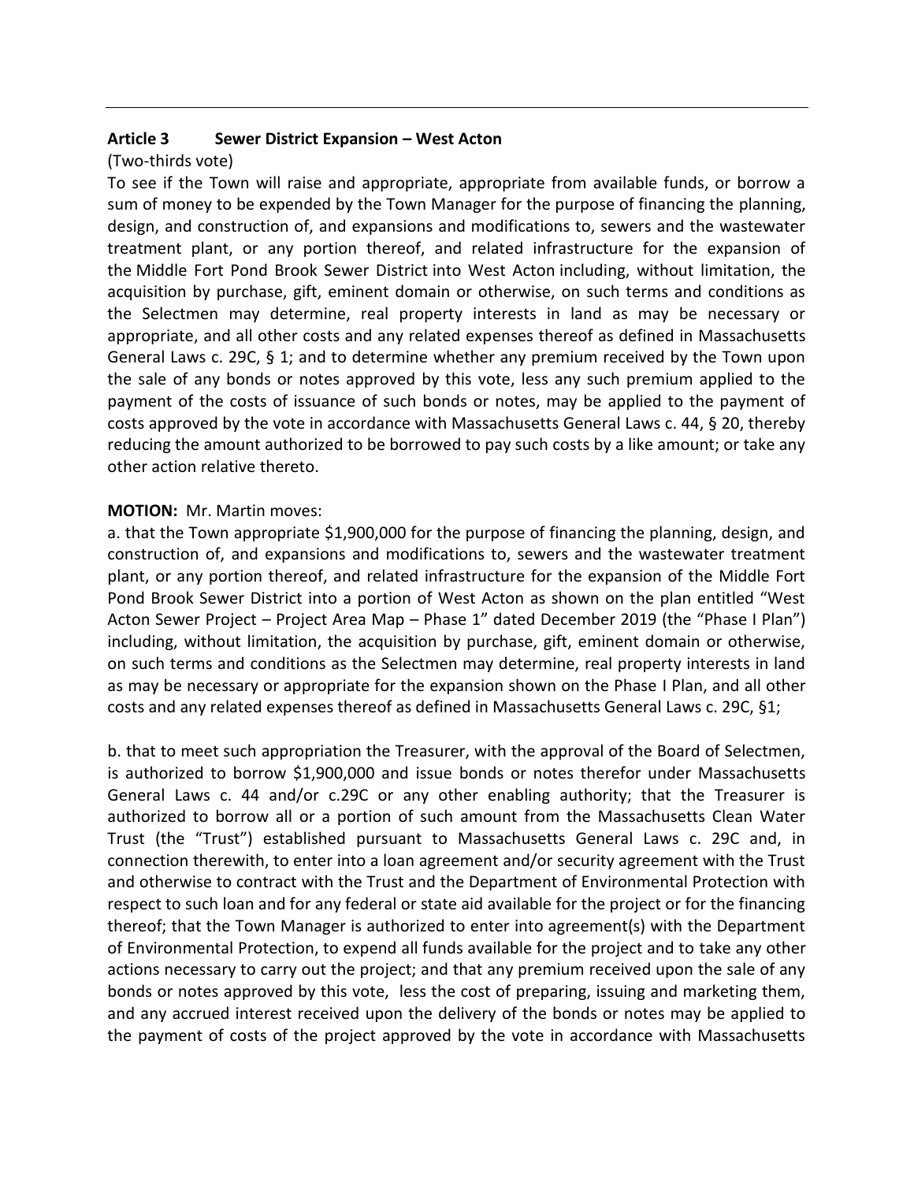---

**Article 3 Sewer District Expansion – West Acton**

(Two-thirds vote)

To see if the Town will raise and appropriate, appropriate from available funds, or borrow a sum of money to be expended by the Town Manager for the purpose of financing the planning, design, and construction of, and expansions and modifications to, sewers and the wastewater treatment plant, or any portion thereof, and related infrastructure for the expansion of the Middle Fort Pond Brook Sewer District into West Acton including, without limitation, the acquisition by purchase, gift, eminent domain or otherwise, on such terms and conditions as the Selectmen may determine, real property interests in land as may be necessary or appropriate, and all other costs and any related expenses thereof as defined in Massachusetts General Laws c. 29C, § 1; and to determine whether any premium received by the Town upon the sale of any bonds or notes approved by this vote, less any such premium applied to the payment of the costs of issuance of such bonds or notes, may be applied to the payment of costs approved by the vote in accordance with Massachusetts General Laws c. 44, § 20, thereby reducing the amount authorized to be borrowed to pay such costs by a like amount; or take any other action relative thereto.

**MOTION:** Mr. Martin moves:

a. that the Town appropriate $1,900,000 for the purpose of financing the planning, design, and construction of, and expansions and modifications to, sewers and the wastewater treatment plant, or any portion thereof, and related infrastructure for the expansion of the Middle Fort Pond Brook Sewer District into a portion of West Acton as shown on the plan entitled "West Acton Sewer Project – Project Area Map – Phase 1" dated December 2019 (the "Phase I Plan") including, without limitation, the acquisition by purchase, gift, eminent domain or otherwise, on such terms and conditions as the Selectmen may determine, real property interests in land as may be necessary or appropriate for the expansion shown on the Phase I Plan, and all other costs and any related expenses thereof as defined in Massachusetts General Laws c. 29C, §1;

b. that to meet such appropriation the Treasurer, with the approval of the Board of Selectmen, is authorized to borrow $1,900,000 and issue bonds or notes therefor under Massachusetts General Laws c. 44 and/or c.29C or any other enabling authority; that the Treasurer is authorized to borrow all or a portion of such amount from the Massachusetts Clean Water Trust (the "Trust") established pursuant to Massachusetts General Laws c. 29C and, in connection therewith, to enter into a loan agreement and/or security agreement with the Trust and otherwise to contract with the Trust and the Department of Environmental Protection with respect to such loan and for any federal or state aid available for the project or for the financing thereof; that the Town Manager is authorized to enter into agreement(s) with the Department of Environmental Protection, to expend all funds available for the project and to take any other actions necessary to carry out the project; and that any premium received upon the sale of any bonds or notes approved by this vote, less the cost of preparing, issuing and marketing them, and any accrued interest received upon the delivery of the bonds or notes may be applied to the payment of costs of the project approved by the vote in accordance with Massachusetts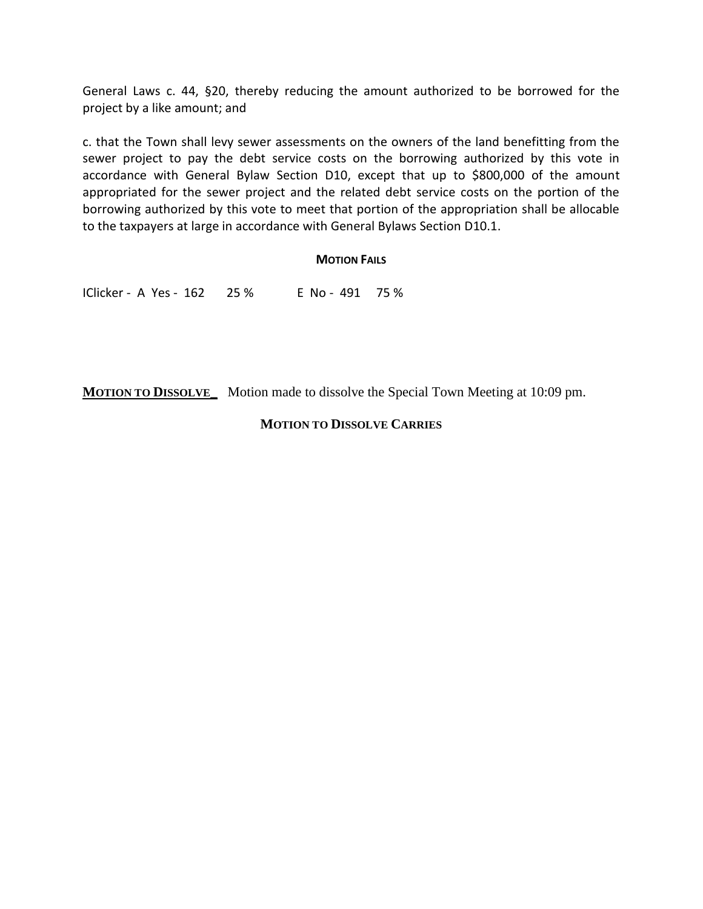General Laws c. 44, §20, thereby reducing the amount authorized to be borrowed for the project by a like amount; and

c. that the Town shall levy sewer assessments on the owners of the land benefitting from the sewer project to pay the debt service costs on the borrowing authorized by this vote in accordance with General Bylaw Section D10, except that up to $800,000 of the amount appropriated for the sewer project and the related debt service costs on the portion of the borrowing authorized by this vote to meet that portion of the appropriation shall be allocable to the taxpayers at large in accordance with General Bylaws Section D10.1.

**MOTION FAILS**

IClicker - A Yes - 162 25 % E No - 491 75 %

**MOTION TO DISSOLVE** Motion made to dissolve the Special Town Meeting at 10:09 pm.

**MOTION TO DISSOLVE CARRIES**